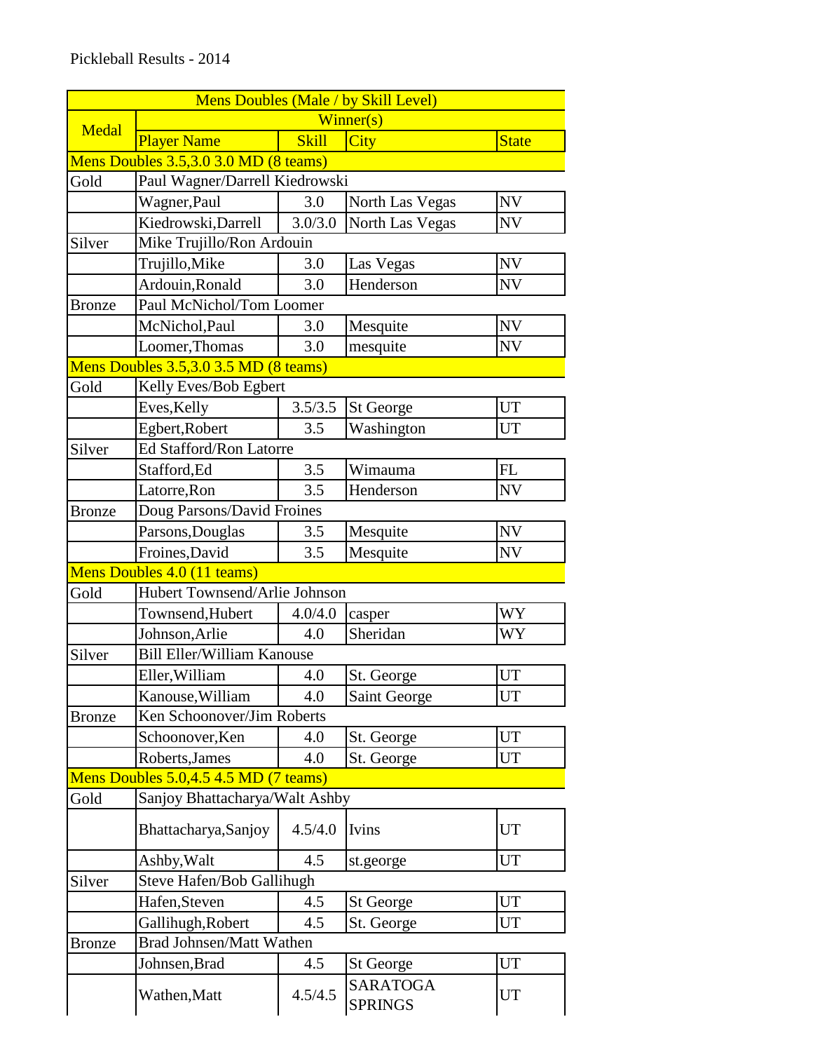Pickleball Results - 2014

| Medal | Winner(s) | | | |
|---|---|---|---|---|
| | Player Name | Skill | City | State |
| **Mens Doubles (Male / by Skill Level)** | | | | |
| Mens Doubles 3.5,3.0 3.0 MD (8 teams) | | | | |
| Gold | Paul Wagner/Darrell Kiedrowski | | | |
| | Wagner,Paul | 3.0 | North Las Vegas | NV |
| | Kiedrowski,Darrell | 3.0/3.0 | North Las Vegas | NV |
| Silver | Mike Trujillo/Ron Ardouin | | | |
| | Trujillo,Mike | 3.0 | Las Vegas | NV |
| | Ardouin,Ronald | 3.0 | Henderson | NV |
| Bronze | Paul McNichol/Tom Loomer | | | |
| | McNichol,Paul | 3.0 | Mesquite | NV |
| | Loomer,Thomas | 3.0 | mesquite | NV |
| Mens Doubles 3.5,3.0 3.5 MD (8 teams) | | | | |
| Gold | Kelly Eves/Bob Egbert | | | |
| | Eves,Kelly | 3.5/3.5 | St George | UT |
| | Egbert,Robert | 3.5 | Washington | UT |
| Silver | Ed Stafford/Ron Latorre | | | |
| | Stafford,Ed | 3.5 | Wimauma | FL |
| | Latorre,Ron | 3.5 | Henderson | NV |
| Bronze | Doug Parsons/David Froines | | | |
| | Parsons,Douglas | 3.5 | Mesquite | NV |
| | Froines,David | 3.5 | Mesquite | NV |
| Mens Doubles 4.0 (11 teams) | | | | |
| Gold | Hubert Townsend/Arlie Johnson | | | |
| | Townsend,Hubert | 4.0/4.0 | casper | WY |
| | Johnson,Arlie | 4.0 | Sheridan | WY |
| Silver | Bill Eller/William Kanouse | | | |
| | Eller,William | 4.0 | St. George | UT |
| | Kanouse,William | 4.0 | Saint George | UT |
| Bronze | Ken Schoonover/Jim Roberts | | | |
| | Schoonover,Ken | 4.0 | St. George | UT |
| | Roberts,James | 4.0 | St. George | UT |
| Mens Doubles 5.0,4.5 4.5 MD (7 teams) | | | | |
| Gold | Sanjoy Bhattacharya/Walt Ashby | | | |
| | Bhattacharya,Sanjoy | 4.5/4.0 | Ivins | UT |
| | Ashby,Walt | 4.5 | st.george | UT |
| Silver | Steve Hafen/Bob Gallihugh | | | |
| | Hafen,Steven | 4.5 | St George | UT |
| | Gallihugh,Robert | 4.5 | St. George | UT |
| Bronze | Brad Johnsen/Matt Wathen | | | |
| | Johnsen,Brad | 4.5 | St George | UT |
| | Wathen,Matt | 4.5/4.5 | SARATOGA SPRINGS | UT |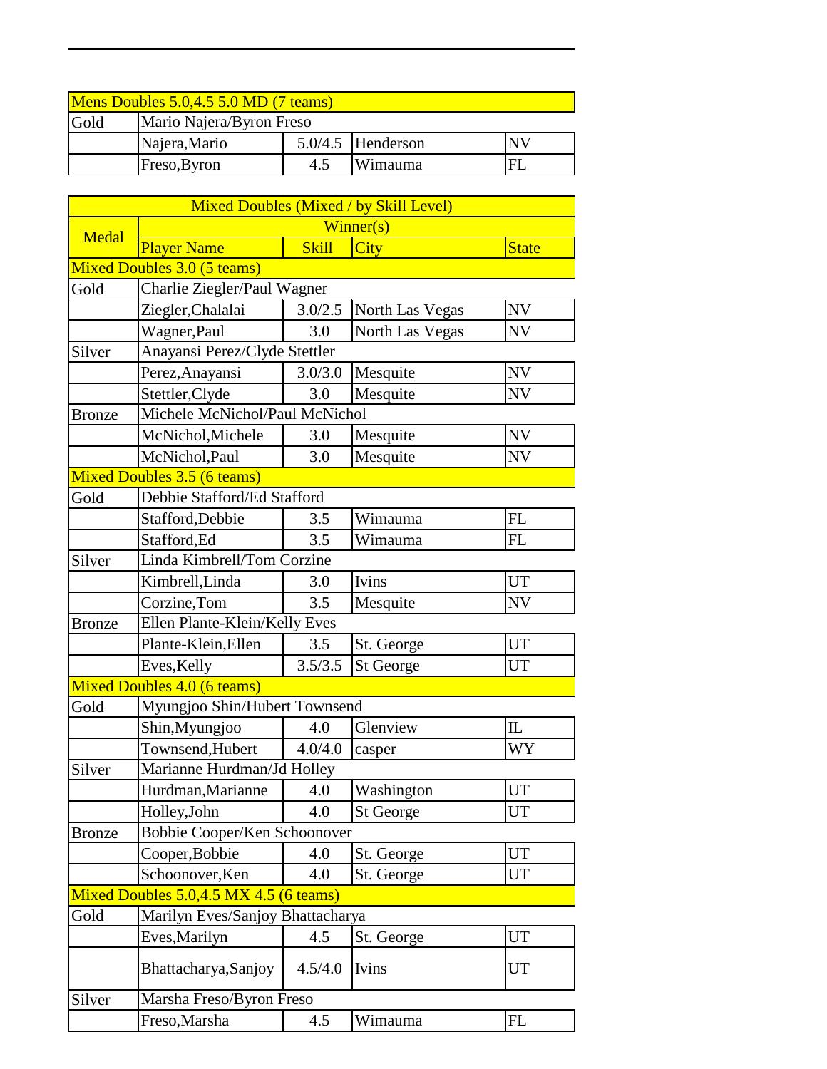| Mens Doubles 5.0,4.5 5.0 MD (7 teams) | | | | |
|---|---|---|---|---|
| Gold | Mario Najera/Byron Freso | | | |
| | Najera,Mario | 5.0/4.5 | Henderson | NV |
| | Freso,Byron | 4.5 | Wimauma | FL |

| Mixed Doubles (Mixed / by Skill Level) | | | | |
|---|---|---|---|---|
| Medal | Winner(s) | | | |
| | Player Name | Skill | City | State |
| Mixed Doubles 3.0 (5 teams) | | | | |
| Gold | Charlie Ziegler/Paul Wagner | | | |
| | Ziegler,Chalalai | 3.0/2.5 | North Las Vegas | NV |
| | Wagner,Paul | 3.0 | North Las Vegas | NV |
| Silver | Anayansi Perez/Clyde Stettler | | | |
| | Perez,Anayansi | 3.0/3.0 | Mesquite | NV |
| | Stettler,Clyde | 3.0 | Mesquite | NV |
| Bronze | Michele McNichol/Paul McNichol | | | |
| | McNichol,Michele | 3.0 | Mesquite | NV |
| | McNichol,Paul | 3.0 | Mesquite | NV |
| Mixed Doubles 3.5 (6 teams) | | | | |
| Gold | Debbie Stafford/Ed Stafford | | | |
| | Stafford,Debbie | 3.5 | Wimauma | FL |
| | Stafford,Ed | 3.5 | Wimauma | FL |
| Silver | Linda Kimbrell/Tom Corzine | | | |
| | Kimbrell,Linda | 3.0 | Ivins | UT |
| | Corzine,Tom | 3.5 | Mesquite | NV |
| Bronze | Ellen Plante-Klein/Kelly Eves | | | |
| | Plante-Klein,Ellen | 3.5 | St. George | UT |
| | Eves,Kelly | 3.5/3.5 | St George | UT |
| Mixed Doubles 4.0 (6 teams) | | | | |
| Gold | Myungjoo Shin/Hubert Townsend | | | |
| | Shin,Myungjoo | 4.0 | Glenview | IL |
| | Townsend,Hubert | 4.0/4.0 | casper | WY |
| Silver | Marianne Hurdman/Jd Holley | | | |
| | Hurdman,Marianne | 4.0 | Washington | UT |
| | Holley,John | 4.0 | St George | UT |
| Bronze | Bobbie Cooper/Ken Schoonover | | | |
| | Cooper,Bobbie | 4.0 | St. George | UT |
| | Schoonover,Ken | 4.0 | St. George | UT |
| Mixed Doubles 5.0,4.5 MX 4.5 (6 teams) | | | | |
| Gold | Marilyn Eves/Sanjoy Bhattacharya | | | |
| | Eves,Marilyn | 4.5 | St. George | UT |
| | Bhattacharya,Sanjoy | 4.5/4.0 | Ivins | UT |
| Silver | Marsha Freso/Byron Freso | | | |
| | Freso,Marsha | 4.5 | Wimauma | FL |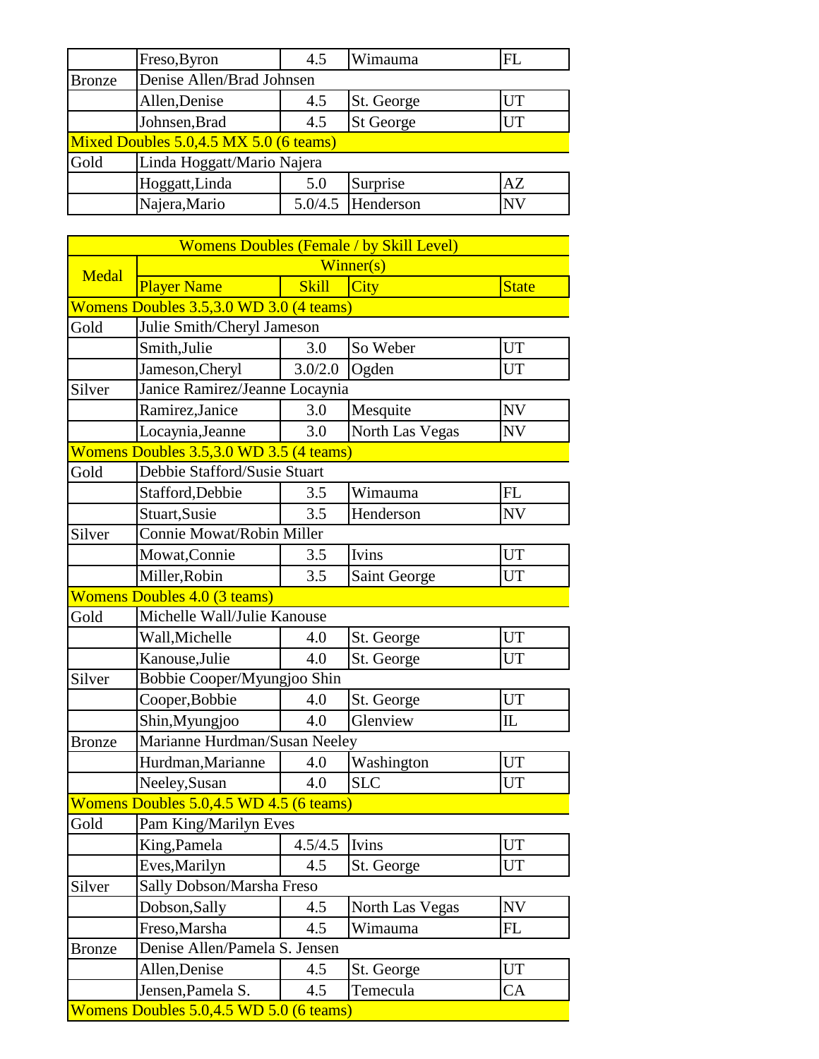|  |  |  |  |  |
|---|---|---|---|---|
|  | Freso,Byron | 4.5 | Wimauma | FL |
| Bronze | Denise Allen/Brad Johnsen | | | |
|  | Allen,Denise | 4.5 | St. George | UT |
|  | Johnsen,Brad | 4.5 | St George | UT |
| Mixed Doubles 5.0,4.5 MX 5.0 (6 teams) | | | | |
| Gold | Linda Hoggatt/Mario Najera | | | |
|  | Hoggatt,Linda | 5.0 | Surprise | AZ |
|  | Najera,Mario | 5.0/4.5 | Henderson | NV |

| Womens Doubles (Female / by Skill Level) | | | | |
|---|---|---|---|---|
| Medal | Winner(s) | | | |
|  | Player Name | Skill | City | State |
| Womens Doubles 3.5,3.0 WD 3.0 (4 teams) | | | | |
| Gold | Julie Smith/Cheryl Jameson | | | |
|  | Smith,Julie | 3.0 | So Weber | UT |
|  | Jameson,Cheryl | 3.0/2.0 | Ogden | UT |
| Silver | Janice Ramirez/Jeanne Locaynia | | | |
|  | Ramirez,Janice | 3.0 | Mesquite | NV |
|  | Locaynia,Jeanne | 3.0 | North Las Vegas | NV |
| Womens Doubles 3.5,3.0 WD 3.5 (4 teams) | | | | |
| Gold | Debbie Stafford/Susie Stuart | | | |
|  | Stafford,Debbie | 3.5 | Wimauma | FL |
|  | Stuart,Susie | 3.5 | Henderson | NV |
| Silver | Connie Mowat/Robin Miller | | | |
|  | Mowat,Connie | 3.5 | Ivins | UT |
|  | Miller,Robin | 3.5 | Saint George | UT |
| Womens Doubles 4.0 (3 teams) | | | | |
| Gold | Michelle Wall/Julie Kanouse | | | |
|  | Wall,Michelle | 4.0 | St. George | UT |
|  | Kanouse,Julie | 4.0 | St. George | UT |
| Silver | Bobbie Cooper/Myungjoo Shin | | | |
|  | Cooper,Bobbie | 4.0 | St. George | UT |
|  | Shin,Myungjoo | 4.0 | Glenview | IL |
| Bronze | Marianne Hurdman/Susan Neeley | | | |
|  | Hurdman,Marianne | 4.0 | Washington | UT |
|  | Neeley,Susan | 4.0 | SLC | UT |
| Womens Doubles 5.0,4.5 WD 4.5 (6 teams) | | | | |
| Gold | Pam King/Marilyn Eves | | | |
|  | King,Pamela | 4.5/4.5 | Ivins | UT |
|  | Eves,Marilyn | 4.5 | St. George | UT |
| Silver | Sally Dobson/Marsha Freso | | | |
|  | Dobson,Sally | 4.5 | North Las Vegas | NV |
|  | Freso,Marsha | 4.5 | Wimauma | FL |
| Bronze | Denise Allen/Pamela S. Jensen | | | |
|  | Allen,Denise | 4.5 | St. George | UT |
|  | Jensen,Pamela S. | 4.5 | Temecula | CA |
| Womens Doubles 5.0,4.5 WD 5.0 (6 teams) | | | | |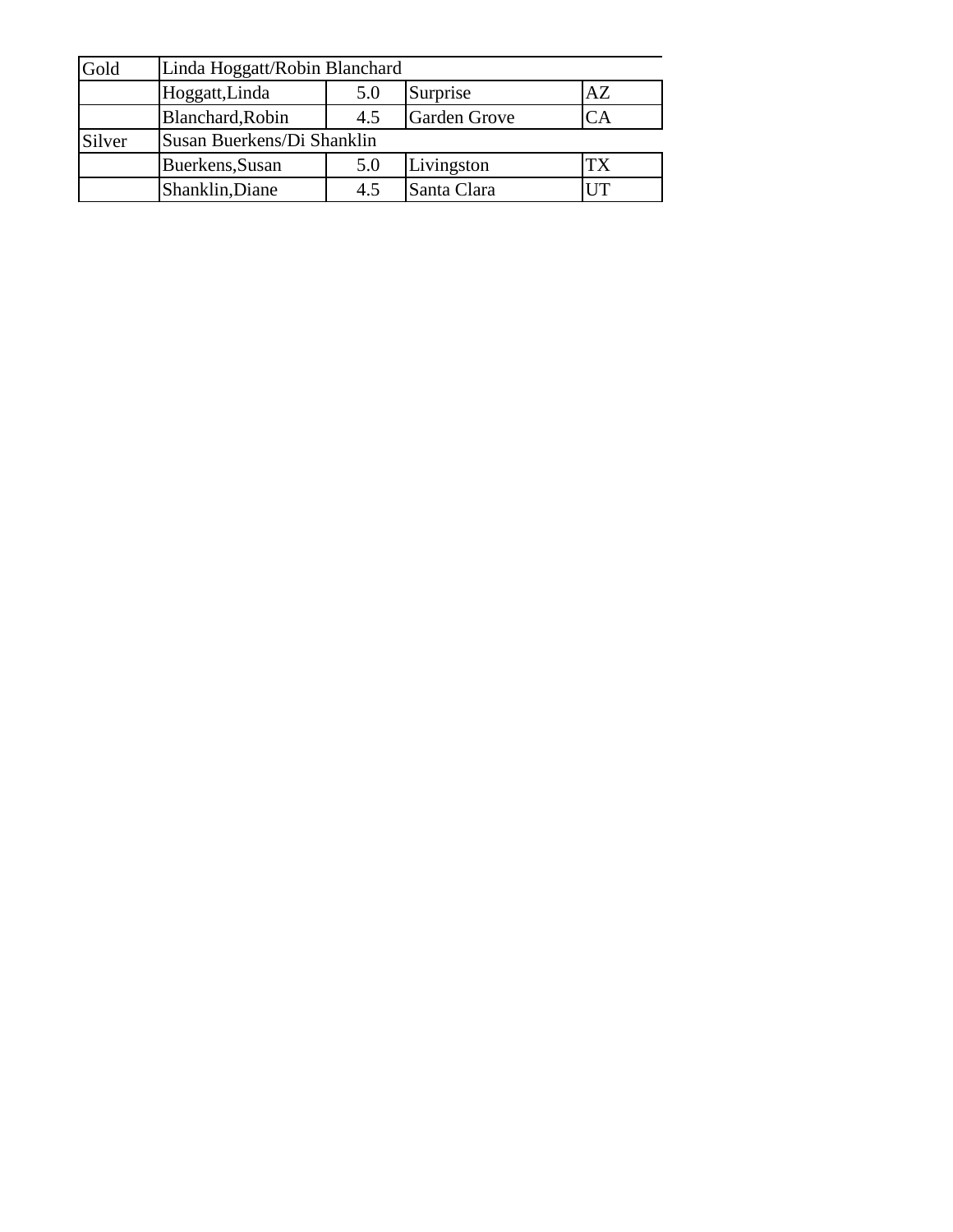| | | | | |
|---|---|---|---|---|
| Gold | Linda Hoggatt/Robin Blanchard | | | |
| | Hoggatt,Linda | 5.0 | Surprise | AZ |
| | Blanchard,Robin | 4.5 | Garden Grove | CA |
| Silver | Susan Buerkens/Di Shanklin | | | |
| | Buerkens,Susan | 5.0 | Livingston | TX |
| | Shanklin,Diane | 4.5 | Santa Clara | UT |